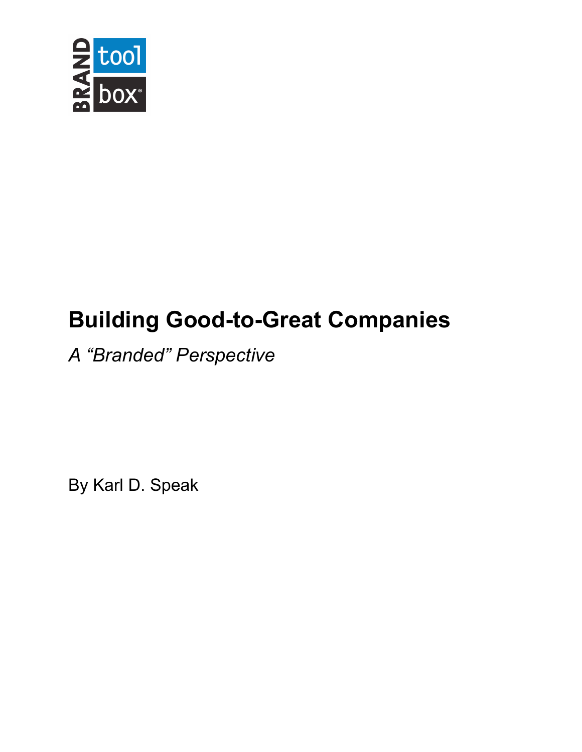BRAND tool box®

# Building Good-to-Great Companies

*A "Branded" Perspective*

By Karl D. Speak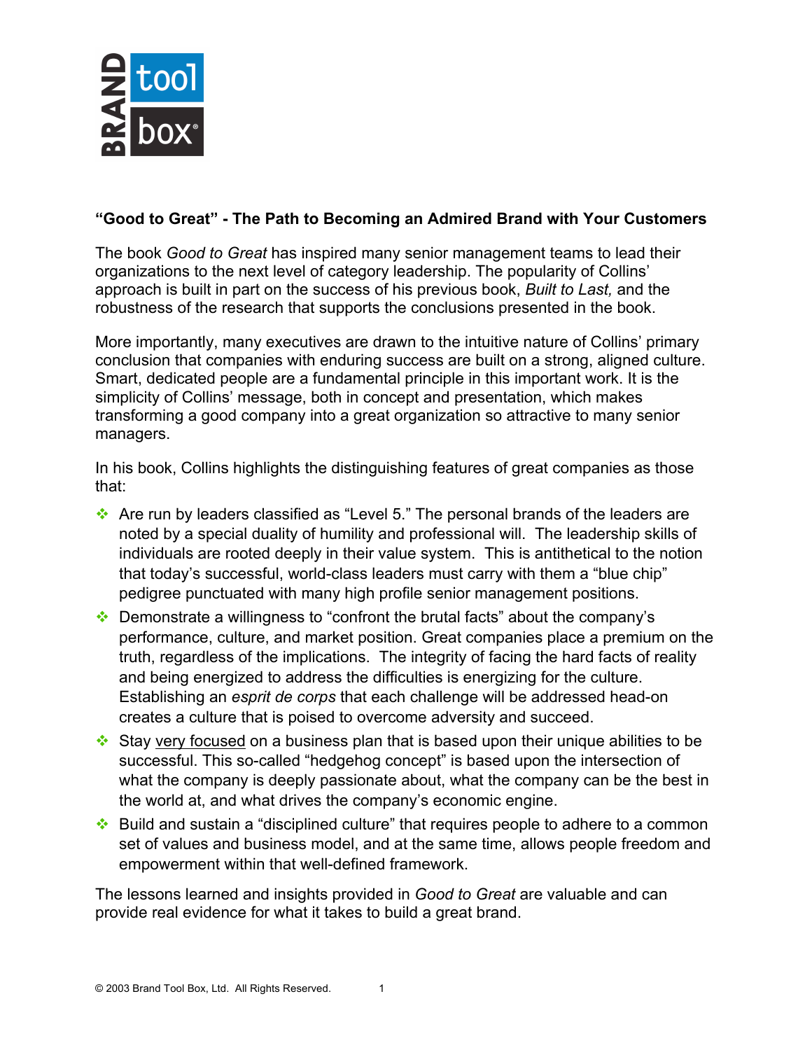**"Good to Great" - The Path to Becoming an Admired Brand with Your Customers**

The book *Good to Great* has inspired many senior management teams to lead their organizations to the next level of category leadership. The popularity of Collins' approach is built in part on the success of his previous book, *Built to Last,* and the robustness of the research that supports the conclusions presented in the book.

More importantly, many executives are drawn to the intuitive nature of Collins' primary conclusion that companies with enduring success are built on a strong, aligned culture. Smart, dedicated people are a fundamental principle in this important work. It is the simplicity of Collins' message, both in concept and presentation, which makes transforming a good company into a great organization so attractive to many senior managers.

In his book, Collins highlights the distinguishing features of great companies as those that:

- Are run by leaders classified as "Level 5." The personal brands of the leaders are noted by a special duality of humility and professional will. The leadership skills of individuals are rooted deeply in their value system. This is antithetical to the notion that today's successful, world-class leaders must carry with them a "blue chip" pedigree punctuated with many high profile senior management positions.
- Demonstrate a willingness to "confront the brutal facts" about the company's performance, culture, and market position. Great companies place a premium on the truth, regardless of the implications. The integrity of facing the hard facts of reality and being energized to address the difficulties is energizing for the culture. Establishing an *esprit de corps* that each challenge will be addressed head-on creates a culture that is poised to overcome adversity and succeed.
- Stay very focused on a business plan that is based upon their unique abilities to be successful. This so-called "hedgehog concept" is based upon the intersection of what the company is deeply passionate about, what the company can be the best in the world at, and what drives the company's economic engine.
- Build and sustain a "disciplined culture" that requires people to adhere to a common set of values and business model, and at the same time, allows people freedom and empowerment within that well-defined framework.

The lessons learned and insights provided in *Good to Great* are valuable and can provide real evidence for what it takes to build a great brand.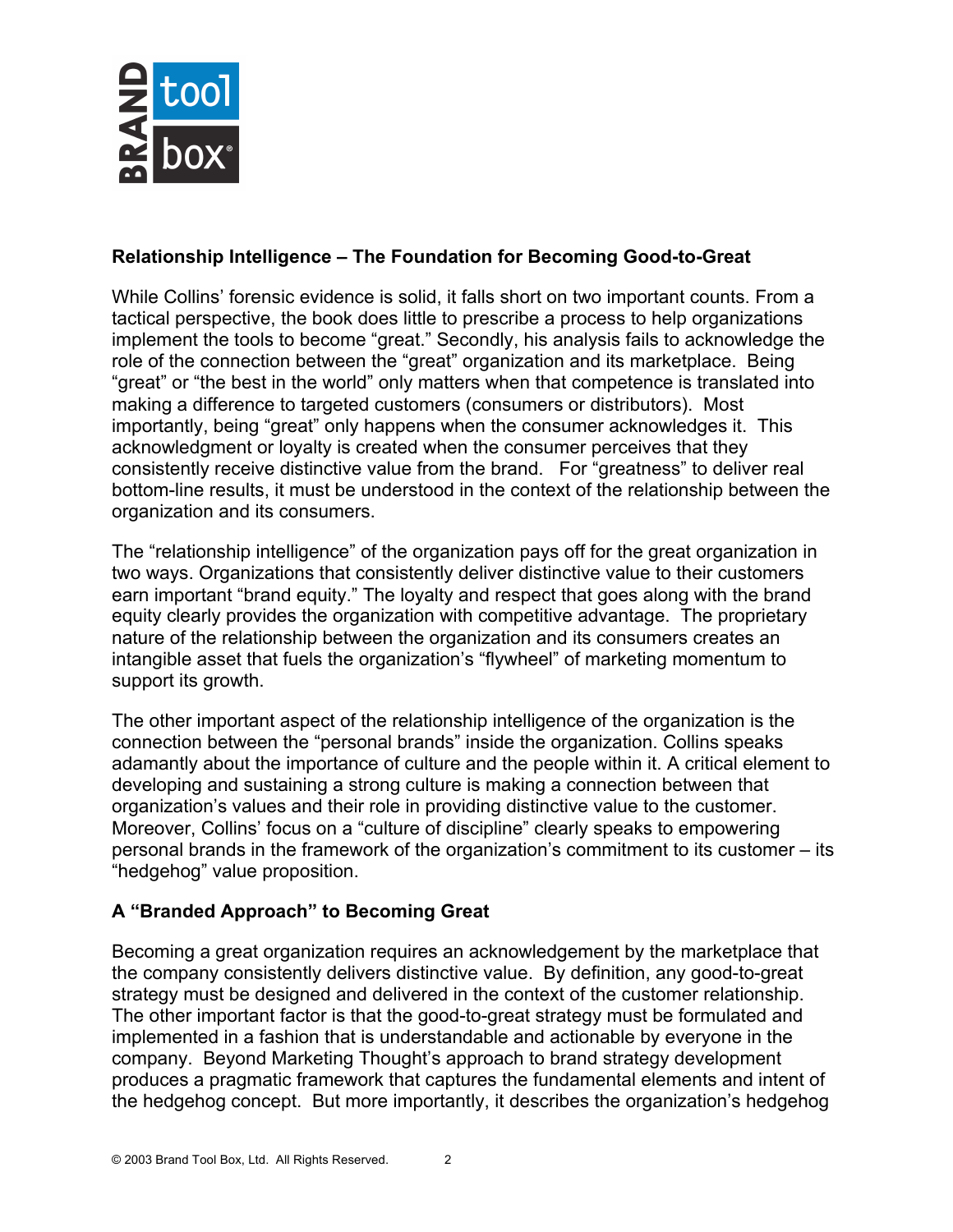**Relationship Intelligence – The Foundation for Becoming Good-to-Great**

While Collins' forensic evidence is solid, it falls short on two important counts. From a tactical perspective, the book does little to prescribe a process to help organizations implement the tools to become "great." Secondly, his analysis fails to acknowledge the role of the connection between the "great" organization and its marketplace. Being "great" or "the best in the world" only matters when that competence is translated into making a difference to targeted customers (consumers or distributors). Most importantly, being "great" only happens when the consumer acknowledges it. This acknowledgment or loyalty is created when the consumer perceives that they consistently receive distinctive value from the brand. For "greatness" to deliver real bottom-line results, it must be understood in the context of the relationship between the organization and its consumers.

The "relationship intelligence" of the organization pays off for the great organization in two ways. Organizations that consistently deliver distinctive value to their customers earn important "brand equity." The loyalty and respect that goes along with the brand equity clearly provides the organization with competitive advantage. The proprietary nature of the relationship between the organization and its consumers creates an intangible asset that fuels the organization's "flywheel" of marketing momentum to support its growth.

The other important aspect of the relationship intelligence of the organization is the connection between the "personal brands" inside the organization. Collins speaks adamantly about the importance of culture and the people within it. A critical element to developing and sustaining a strong culture is making a connection between that organization's values and their role in providing distinctive value to the customer. Moreover, Collins' focus on a "culture of discipline" clearly speaks to empowering personal brands in the framework of the organization's commitment to its customer – its "hedgehog" value proposition.

**A "Branded Approach" to Becoming Great**

Becoming a great organization requires an acknowledgement by the marketplace that the company consistently delivers distinctive value. By definition, any good-to-great strategy must be designed and delivered in the context of the customer relationship. The other important factor is that the good-to-great strategy must be formulated and implemented in a fashion that is understandable and actionable by everyone in the company. Beyond Marketing Thought's approach to brand strategy development produces a pragmatic framework that captures the fundamental elements and intent of the hedgehog concept. But more importantly, it describes the organization's hedgehog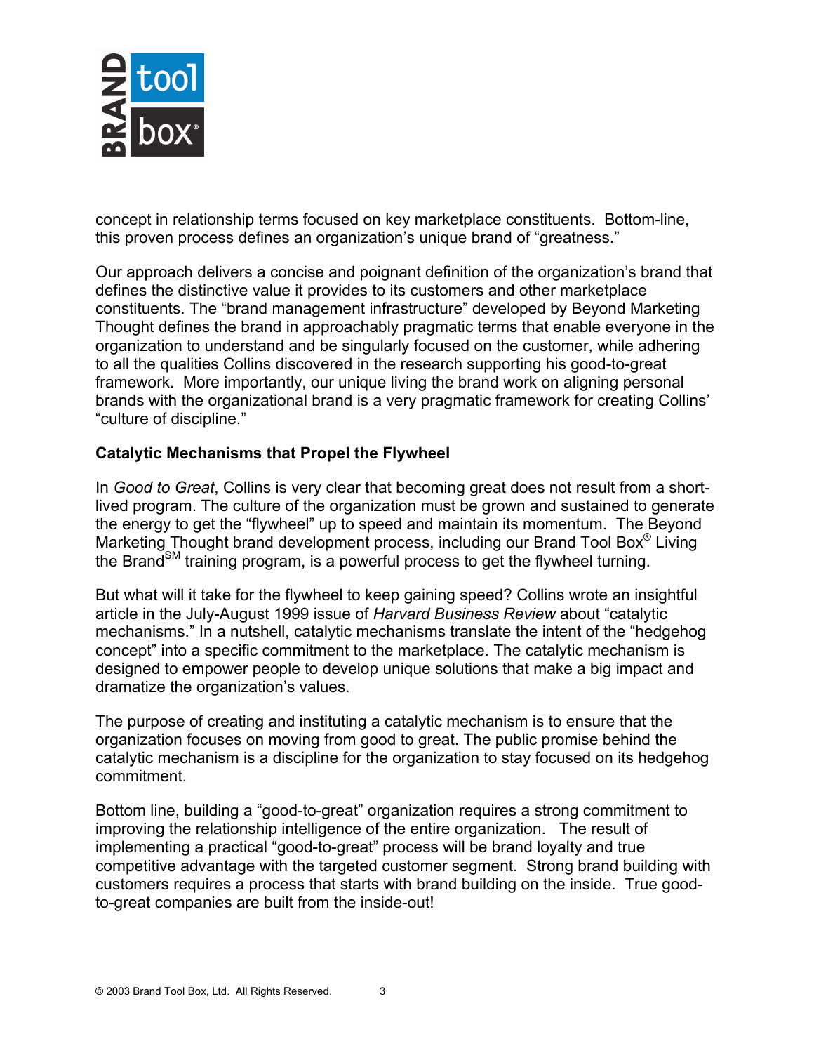concept in relationship terms focused on key marketplace constituents. Bottom-line, this proven process defines an organization's unique brand of "greatness."

Our approach delivers a concise and poignant definition of the organization's brand that defines the distinctive value it provides to its customers and other marketplace constituents. The "brand management infrastructure" developed by Beyond Marketing Thought defines the brand in approachably pragmatic terms that enable everyone in the organization to understand and be singularly focused on the customer, while adhering to all the qualities Collins discovered in the research supporting his good-to-great framework. More importantly, our unique living the brand work on aligning personal brands with the organizational brand is a very pragmatic framework for creating Collins' "culture of discipline."

**Catalytic Mechanisms that Propel the Flywheel**

In *Good to Great*, Collins is very clear that becoming great does not result from a short-lived program. The culture of the organization must be grown and sustained to generate the energy to get the "flywheel" up to speed and maintain its momentum. The Beyond Marketing Thought brand development process, including our Brand Tool Box® Living the Brand℠ training program, is a powerful process to get the flywheel turning.

But what will it take for the flywheel to keep gaining speed? Collins wrote an insightful article in the July-August 1999 issue of *Harvard Business Review* about "catalytic mechanisms." In a nutshell, catalytic mechanisms translate the intent of the "hedgehog concept" into a specific commitment to the marketplace. The catalytic mechanism is designed to empower people to develop unique solutions that make a big impact and dramatize the organization's values.

The purpose of creating and instituting a catalytic mechanism is to ensure that the organization focuses on moving from good to great. The public promise behind the catalytic mechanism is a discipline for the organization to stay focused on its hedgehog commitment.

Bottom line, building a "good-to-great" organization requires a strong commitment to improving the relationship intelligence of the entire organization. The result of implementing a practical "good-to-great" process will be brand loyalty and true competitive advantage with the targeted customer segment. Strong brand building with customers requires a process that starts with brand building on the inside. True good-to-great companies are built from the inside-out!

© 2003 Brand Tool Box, Ltd. All Rights Reserved.